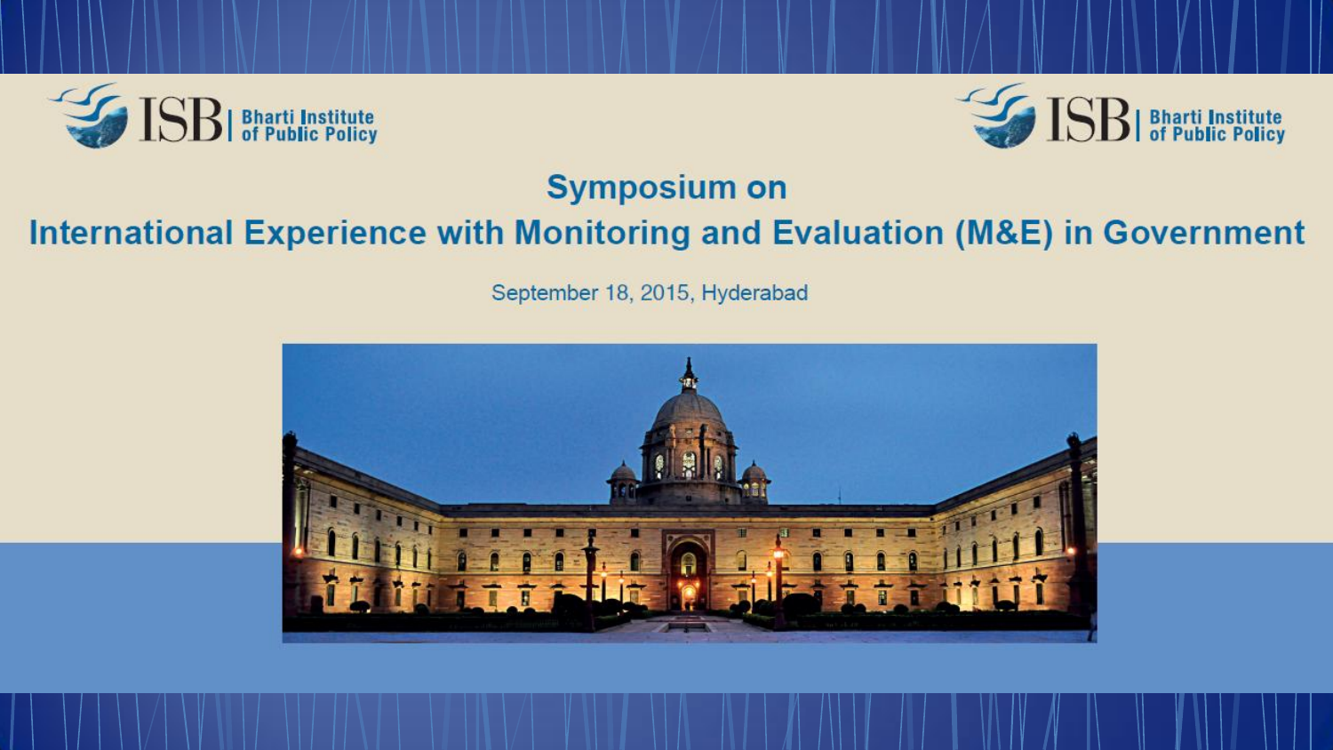ISB | Bharti Institute of Public Policy

## Symposium on

# International Experience with Monitoring and Evaluation (M&E) in Government

September 18, 2015, Hyderabad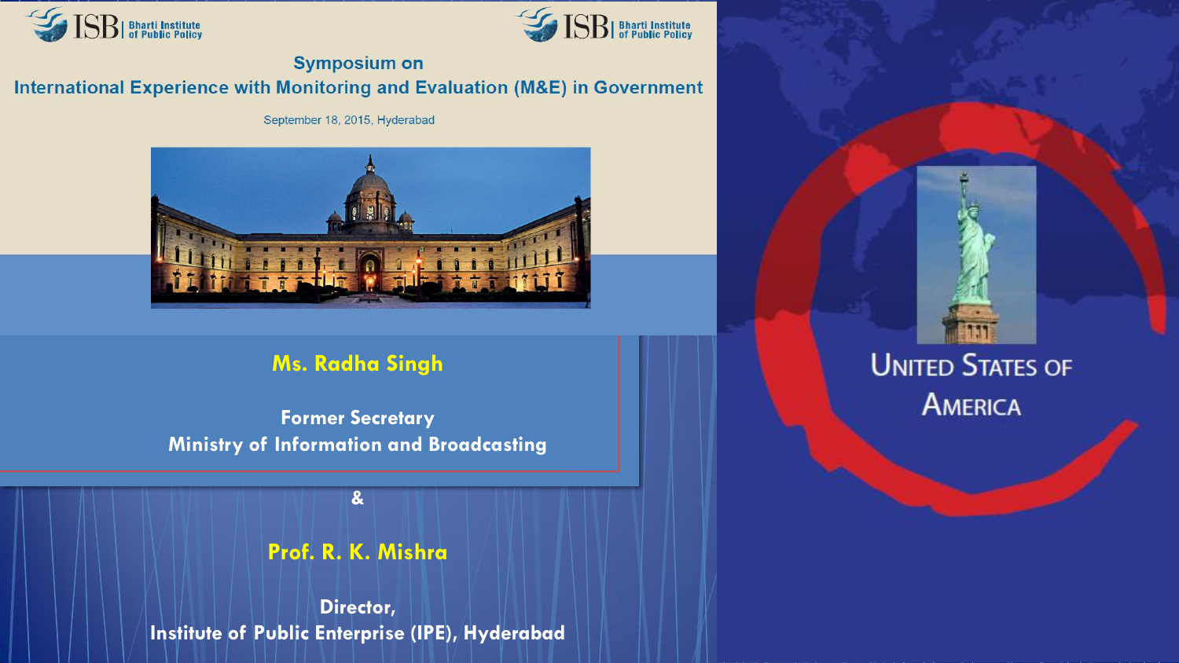ISB | Bharti Institute of Public Policy

## Symposium on International Experience with Monitoring and Evaluation (M&E) in Government

September 18, 2015, Hyderabad

**Ms. Radha Singh**

**Former Secretary**
**Ministry of Information and Broadcasting**

**&**

**Prof. R. K. Mishra**

**Director,**
**Institute of Public Enterprise (IPE), Hyderabad**

# United States of America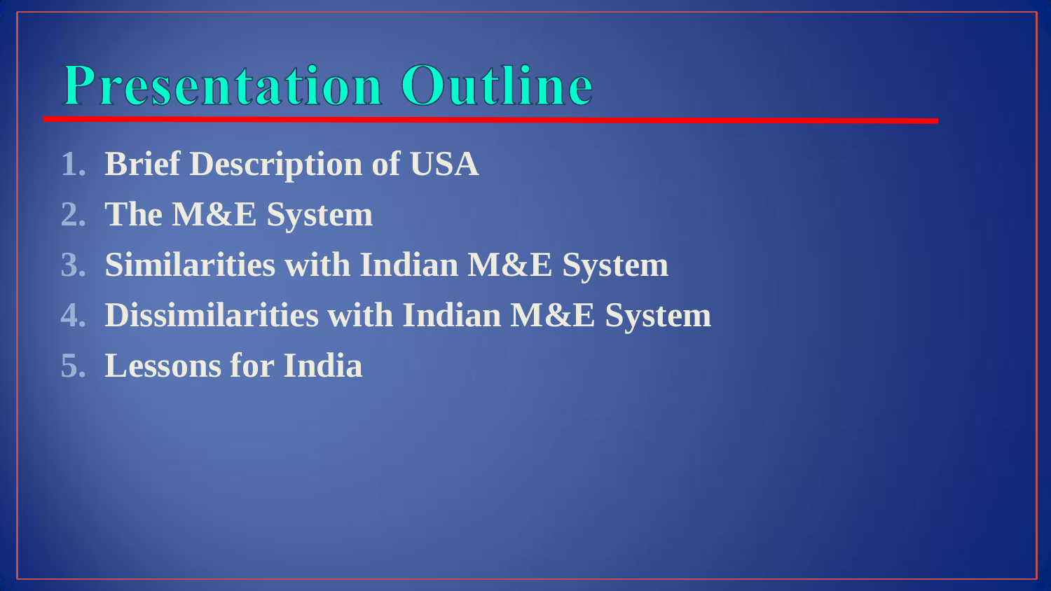# Presentation Outline

1. **Brief Description of USA**
2. **The M&E System**
3. **Similarities with Indian M&E System**
4. **Dissimilarities with Indian M&E System**
5. **Lessons for India**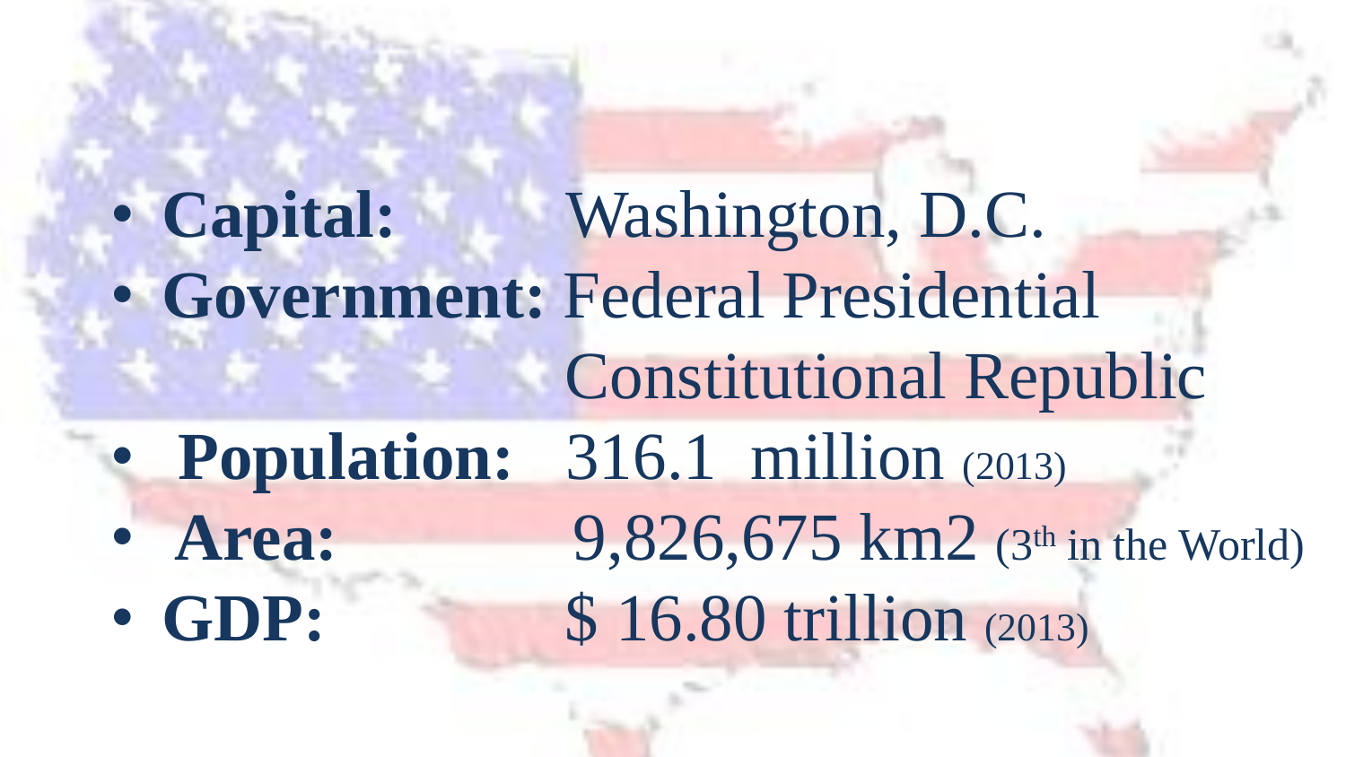- **Capital:** Washington, D.C.
- **Government:** Federal Presidential Constitutional Republic
- **Population:** 316.1 million (2013)
- **Area:** 9,826,675 km2 (3th in the World)
- **GDP:** $ 16.80 trillion (2013)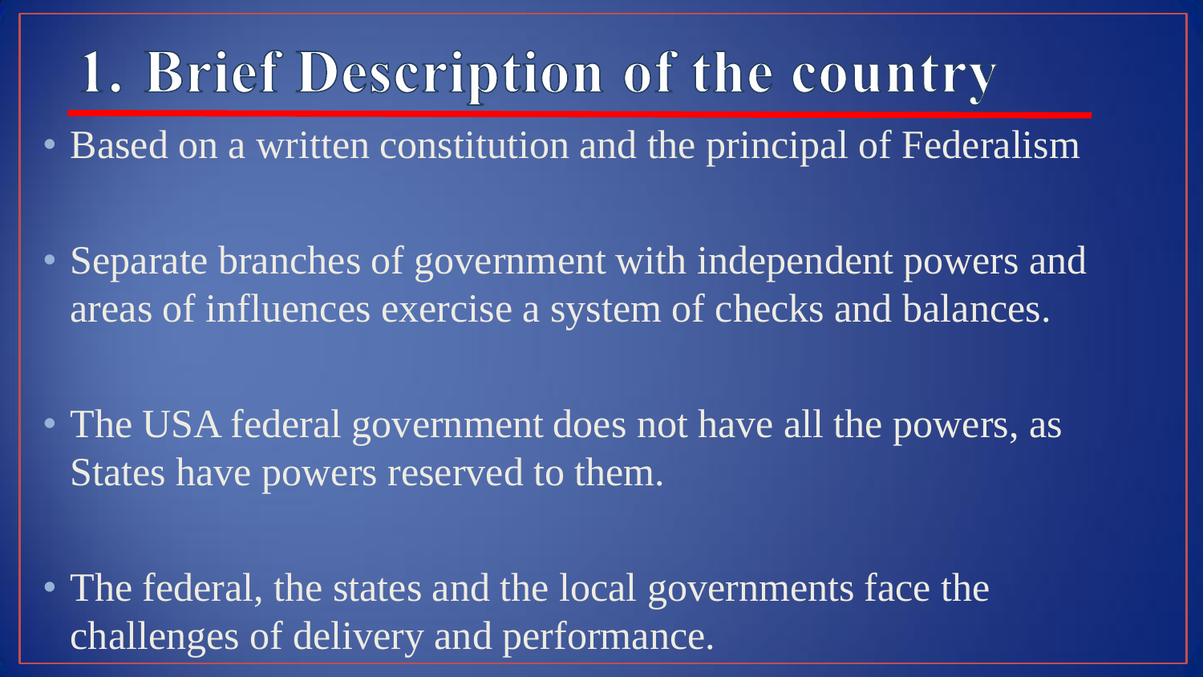# 1. Brief Description of the country

- Based on a written constitution and the principal of Federalism

- Separate branches of government with independent powers and areas of influences exercise a system of checks and balances.

- The USA federal government does not have all the powers, as States have powers reserved to them.

- The federal, the states and the local governments face the challenges of delivery and performance.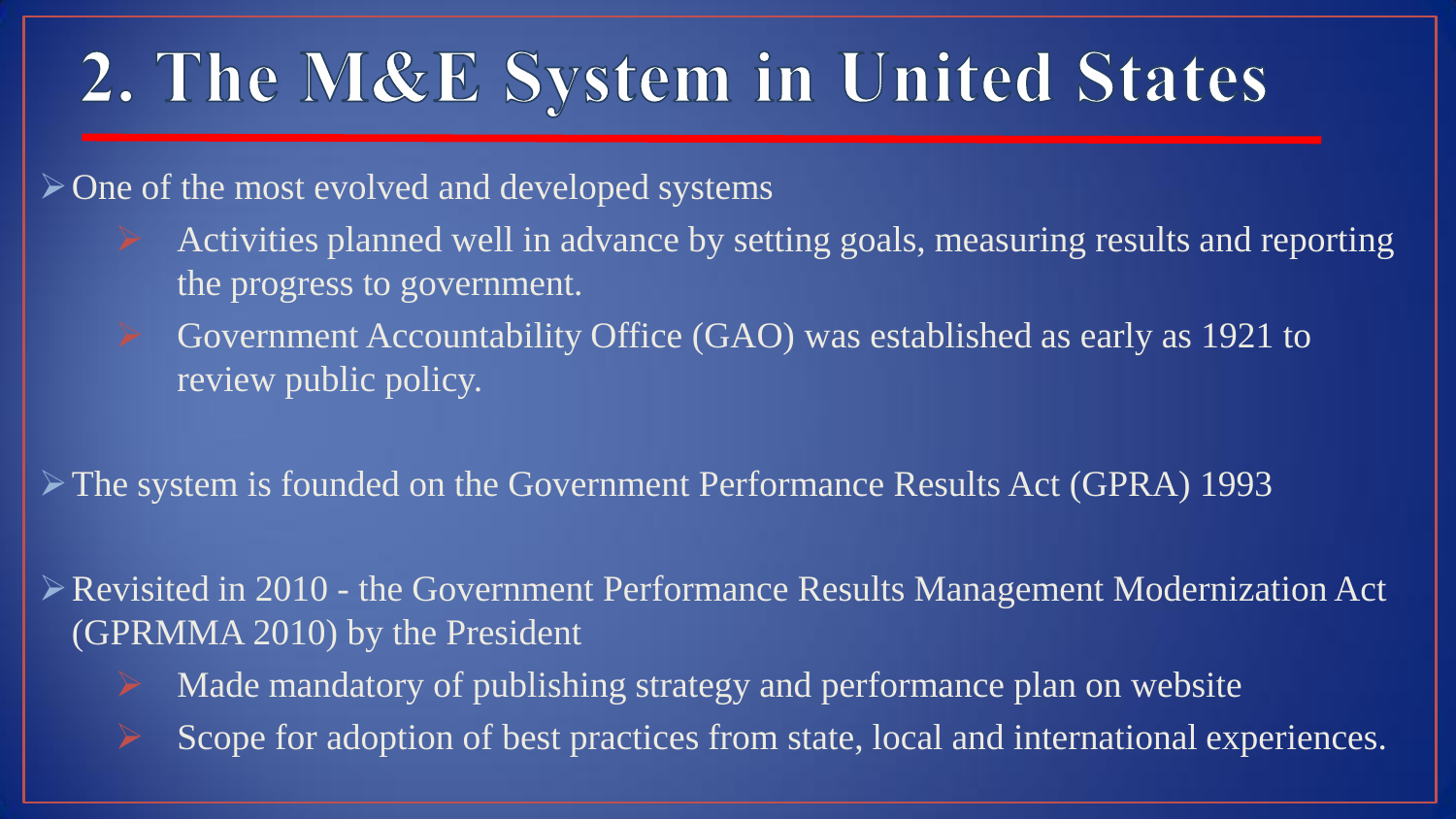# 2. The M&E System in United States

- One of the most evolved and developed systems
  - Activities planned well in advance by setting goals, measuring results and reporting the progress to government.
  - Government Accountability Office (GAO) was established as early as 1921 to review public policy.
- The system is founded on the Government Performance Results Act (GPRA) 1993
- Revisited in 2010 - the Government Performance Results Management Modernization Act (GPRMMA 2010) by the President
  - Made mandatory of publishing strategy and performance plan on website
  - Scope for adoption of best practices from state, local and international experiences.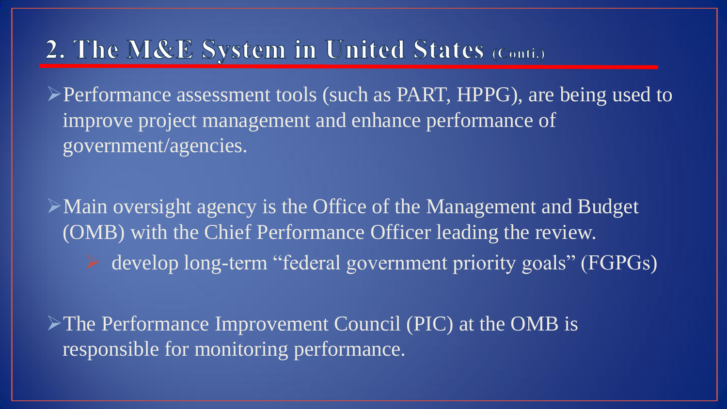## 2. The M&E System in United States (Conti.)

- Performance assessment tools (such as PART, HPPG), are being used to improve project management and enhance performance of government/agencies.

- Main oversight agency is the Office of the Management and Budget (OMB) with the Chief Performance Officer leading the review.
  - develop long-term "federal government priority goals" (FGPGs)

- The Performance Improvement Council (PIC) at the OMB is responsible for monitoring performance.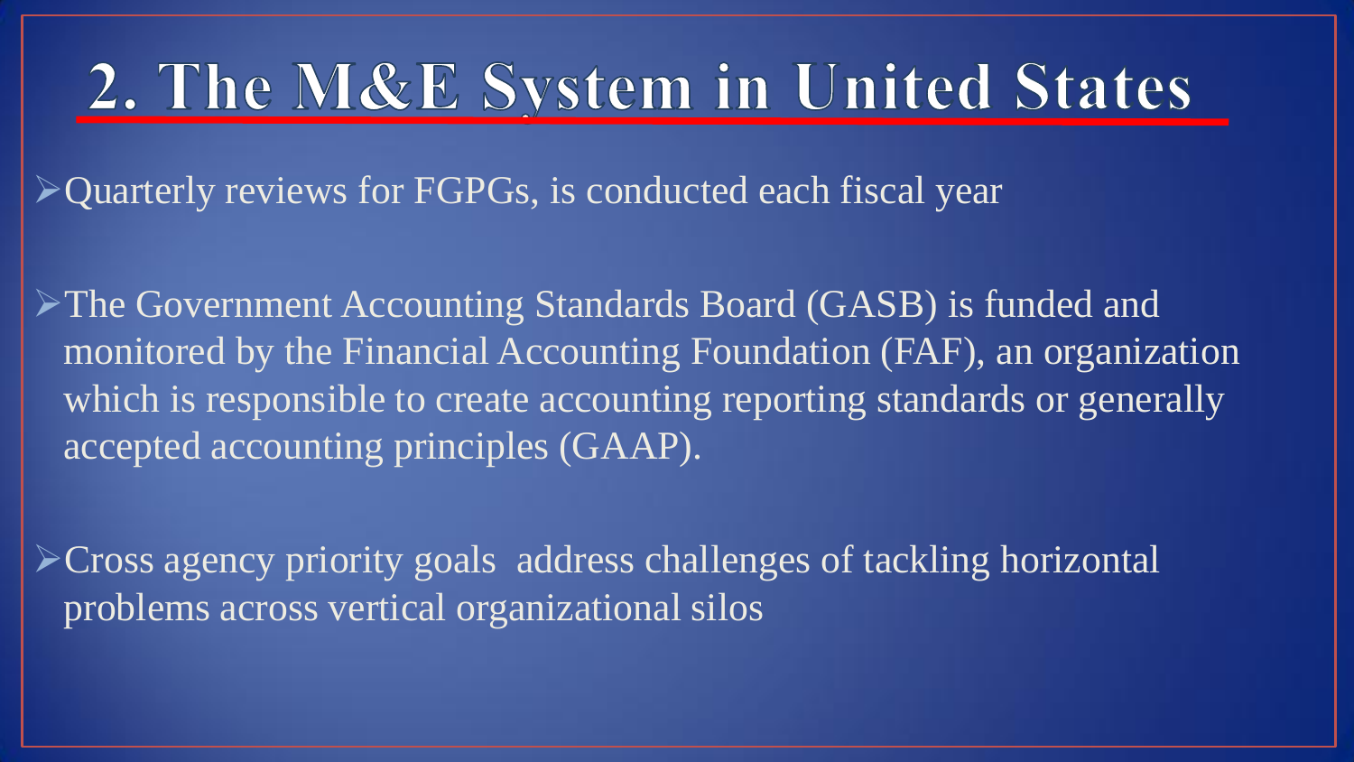# 2. The M&E System in United States

- Quarterly reviews for FGPGs, is conducted each fiscal year

- The Government Accounting Standards Board (GASB) is funded and monitored by the Financial Accounting Foundation (FAF), an organization which is responsible to create accounting reporting standards or generally accepted accounting principles (GAAP).

- Cross agency priority goals  address challenges of tackling horizontal problems across vertical organizational silos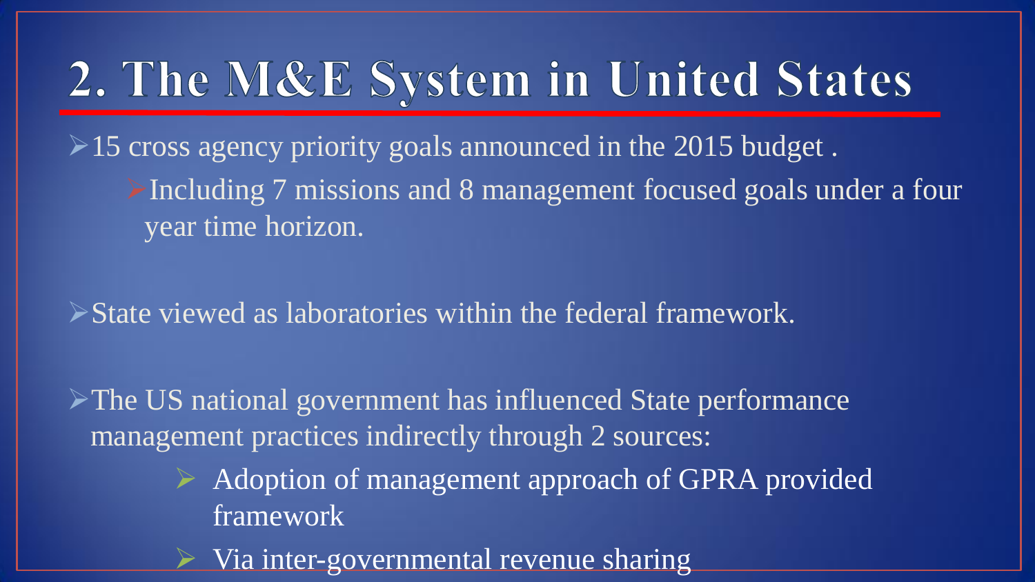# 2. The M&E System in United States

- 15 cross agency priority goals announced in the 2015 budget .
  - Including 7 missions and 8 management focused goals under a four year time horizon.

- State viewed as laboratories within the federal framework.

- The US national government has influenced State performance management practices indirectly through 2 sources:
  - Adoption of management approach of GPRA provided framework
  - Via inter-governmental revenue sharing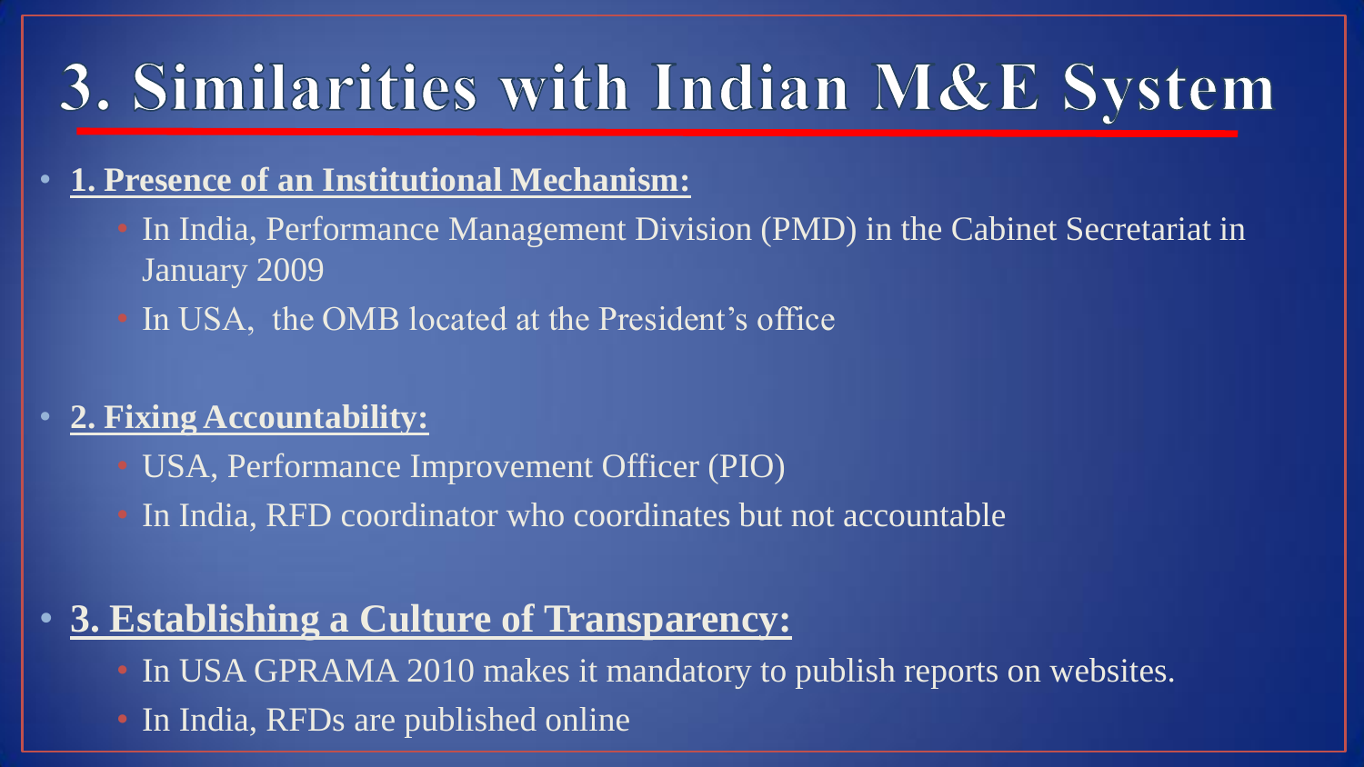# 3. Similarities with Indian M&E System

- **1. Presence of an Institutional Mechanism:**
  - In India, Performance Management Division (PMD) in the Cabinet Secretariat in January 2009
  - In USA, the OMB located at the President's office

- **2. Fixing Accountability:**
  - USA, Performance Improvement Officer (PIO)
  - In India, RFD coordinator who coordinates but not accountable

- **3. Establishing a Culture of Transparency:**
  - In USA GPRAMA 2010 makes it mandatory to publish reports on websites.
  - In India, RFDs are published online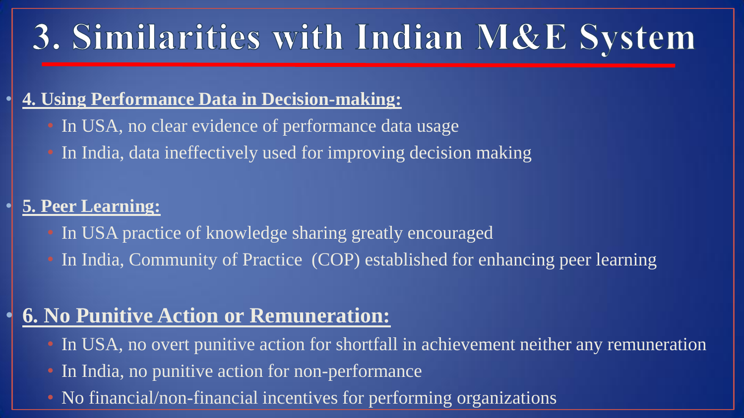# 3. Similarities with Indian M&E System

- **4. Using Performance Data in Decision-making:**
  - In USA, no clear evidence of performance data usage
  - In India, data ineffectively used for improving decision making

- **5. Peer Learning:**
  - In USA practice of knowledge sharing greatly encouraged
  - In India, Community of Practice (COP) established for enhancing peer learning

- **6. No Punitive Action or Remuneration:**
  - In USA, no overt punitive action for shortfall in achievement neither any remuneration
  - In India, no punitive action for non-performance
  - No financial/non-financial incentives for performing organizations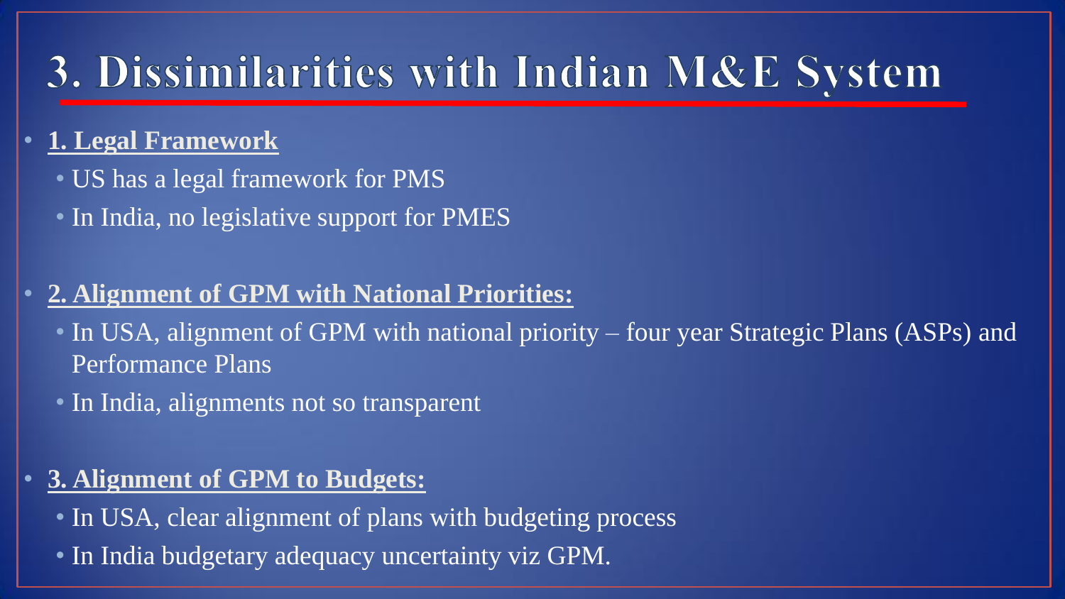# 3. Dissimilarities with Indian M&E System

- **1. Legal Framework**
  - US has a legal framework for PMS
  - In India, no legislative support for PMES

- **2. Alignment of GPM with National Priorities:**
  - In USA, alignment of GPM with national priority – four year Strategic Plans (ASPs) and Performance Plans
  - In India, alignments not so transparent

- **3. Alignment of GPM to Budgets:**
  - In USA, clear alignment of plans with budgeting process
  - In India budgetary adequacy uncertainty viz GPM.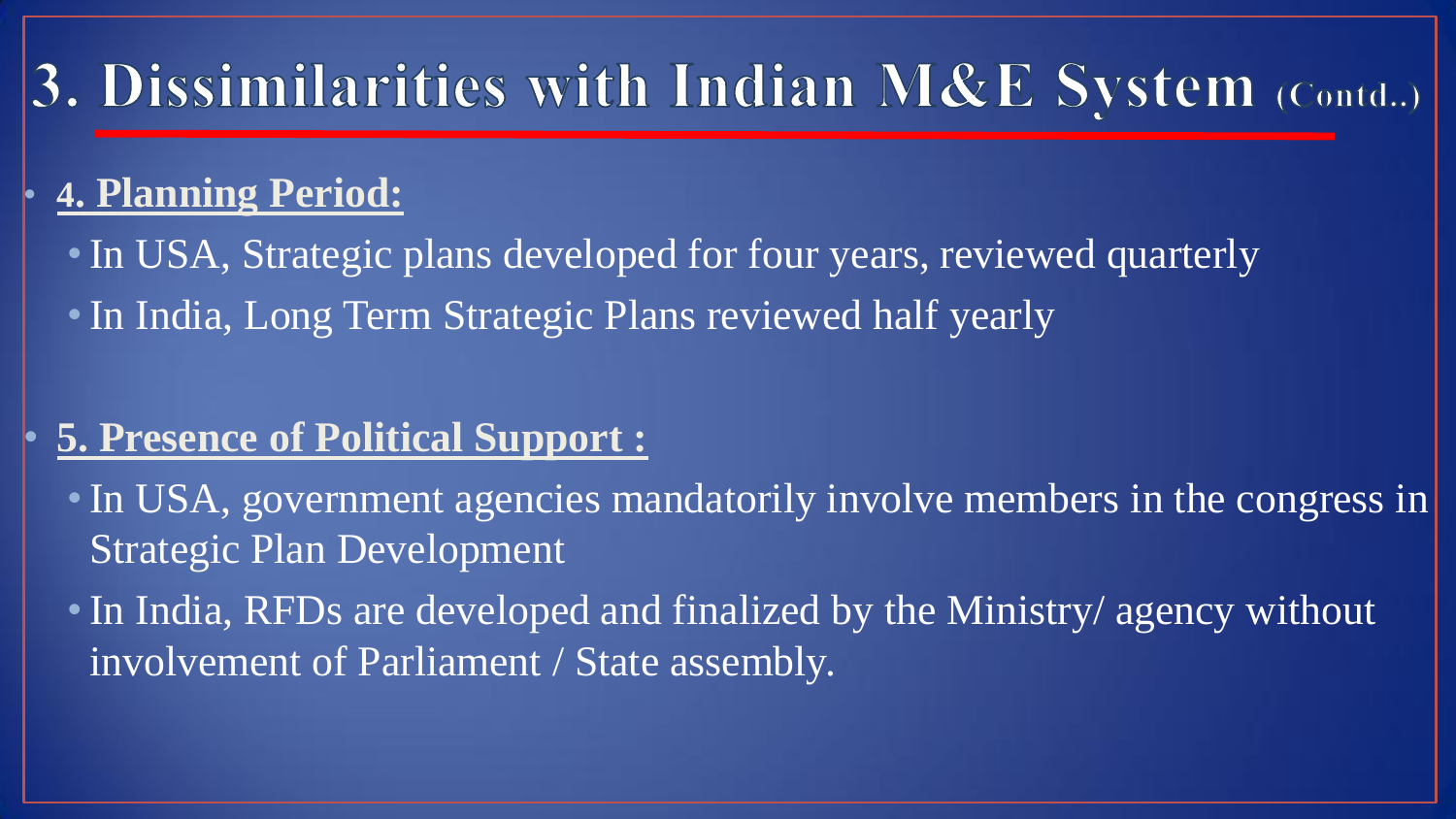# 3. Dissimilarities with Indian M&E System (Contd..)

- **4. Planning Period:**
  - In USA, Strategic plans developed for four years, reviewed quarterly
  - In India, Long Term Strategic Plans reviewed half yearly

- **5. Presence of Political Support :**
  - In USA, government agencies mandatorily involve members in the congress in Strategic Plan Development
  - In India, RFDs are developed and finalized by the Ministry/ agency without involvement of Parliament / State assembly.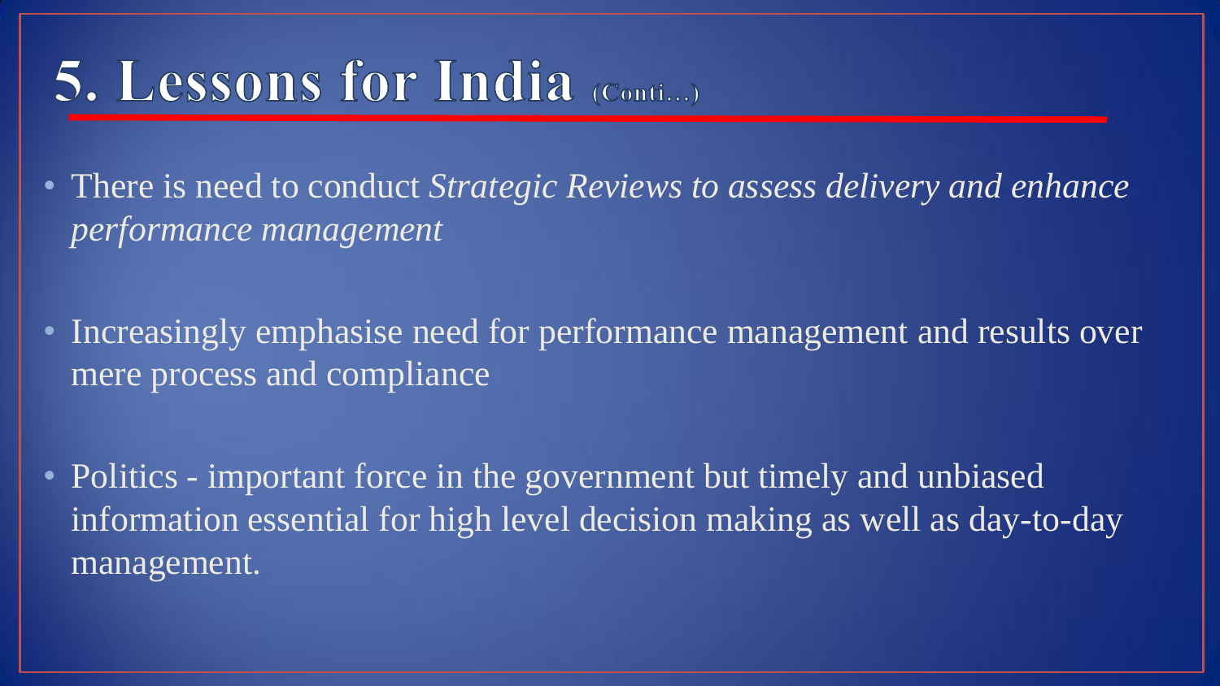# 5. Lessons for India (Conti…)

- There is need to conduct *Strategic Reviews to assess delivery and enhance performance management*
- Increasingly emphasise need for performance management and results over mere process and compliance
- Politics - important force in the government but timely and unbiased information essential for high level decision making as well as day-to-day management.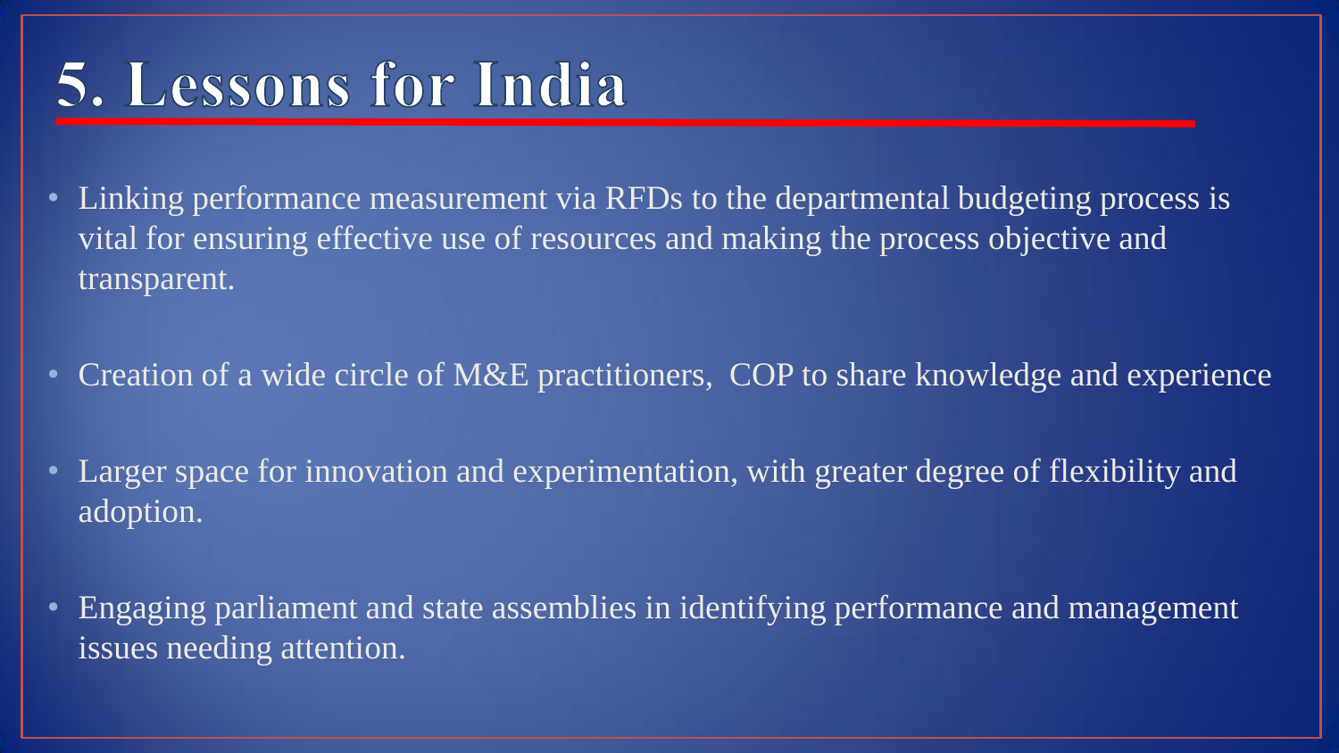# 5. Lessons for India

- Linking performance measurement via RFDs to the departmental budgeting process is vital for ensuring effective use of resources and making the process objective and transparent.
- Creation of a wide circle of M&E practitioners,  COP to share knowledge and experience
- Larger space for innovation and experimentation, with greater degree of flexibility and adoption.
- Engaging parliament and state assemblies in identifying performance and management issues needing attention.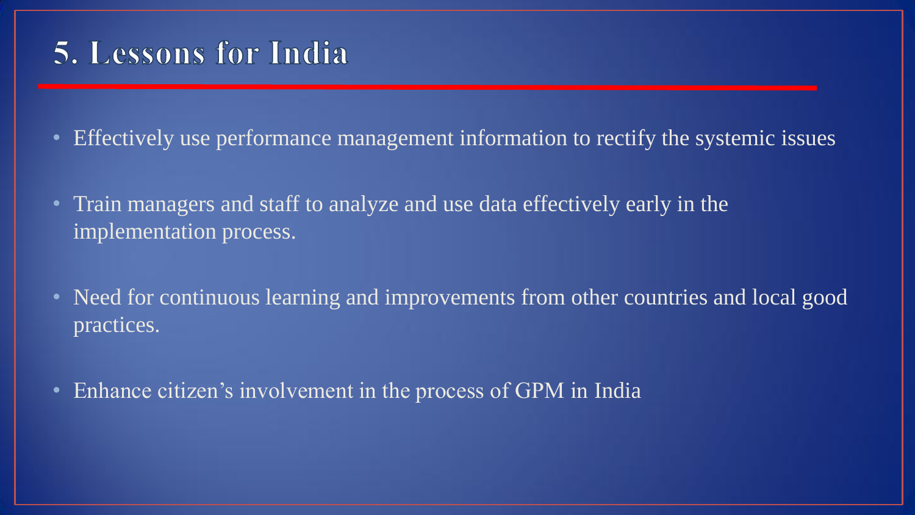# 5. Lessons for India

- Effectively use performance management information to rectify the systemic issues
- Train managers and staff to analyze and use data effectively early in the implementation process.
- Need for continuous learning and improvements from other countries and local good practices.
- Enhance citizen's involvement in the process of GPM in India